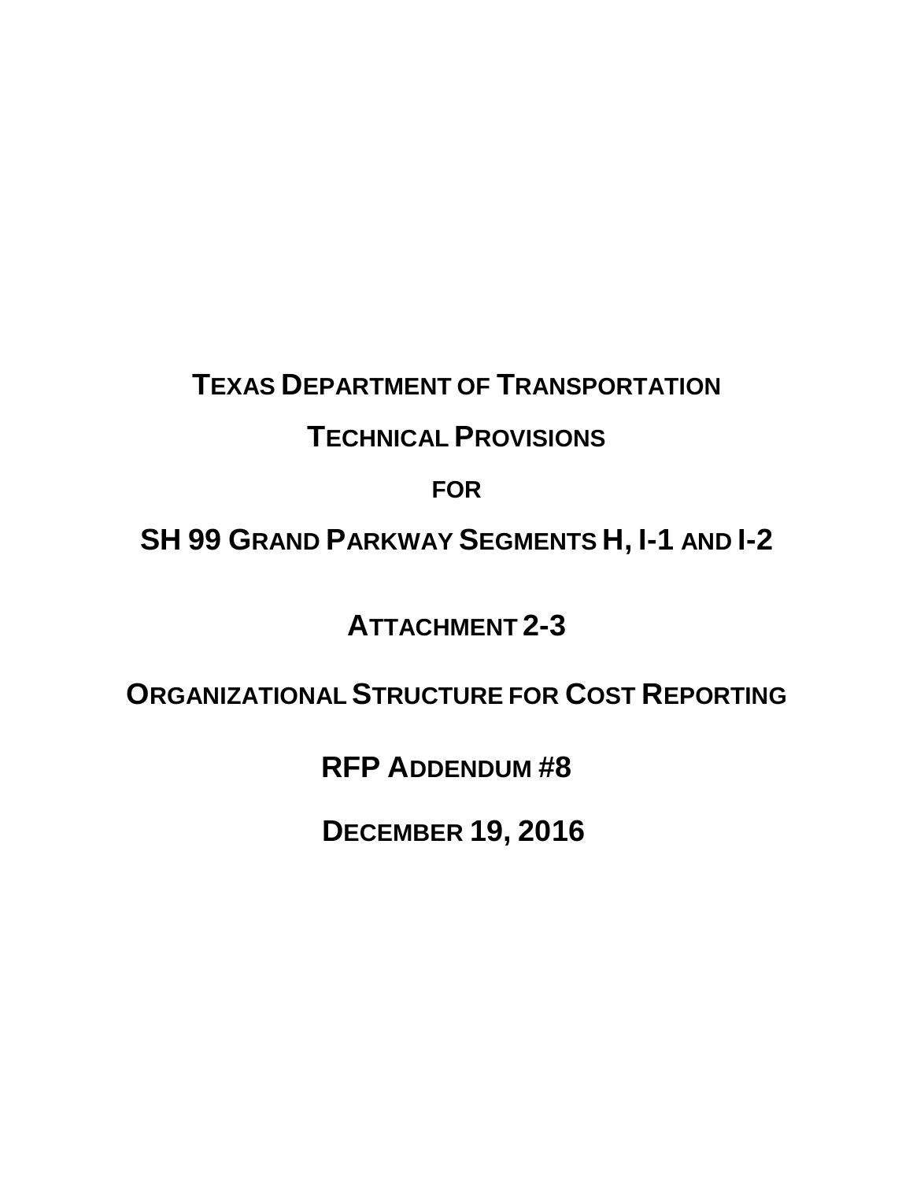# TEXAS DEPARTMENT OF TRANSPORTATION

# TECHNICAL PROVISIONS

# FOR

# SH 99 GRAND PARKWAY SEGMENTS H, I-1 AND I-2

## ATTACHMENT 2-3

## ORGANIZATIONAL STRUCTURE FOR COST REPORTING

## RFP ADDENDUM #8

## DECEMBER 19, 2016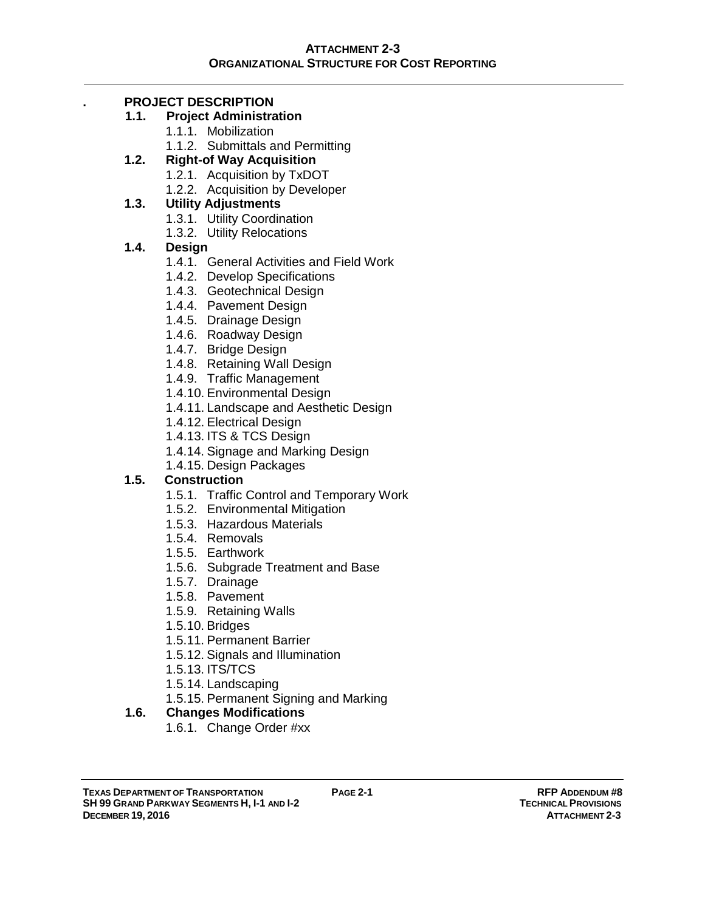## ATTACHMENT 2-3
## ORGANIZATIONAL STRUCTURE FOR COST REPORTING

### . PROJECT DESCRIPTION

**1.1. Project Administration**

- 1.1.1. Mobilization
- 1.1.2. Submittals and Permitting

**1.2. Right-of Way Acquisition**

- 1.2.1. Acquisition by TxDOT
- 1.2.2. Acquisition by Developer

**1.3. Utility Adjustments**

- 1.3.1. Utility Coordination
- 1.3.2. Utility Relocations

**1.4. Design**

- 1.4.1. General Activities and Field Work
- 1.4.2. Develop Specifications
- 1.4.3. Geotechnical Design
- 1.4.4. Pavement Design
- 1.4.5. Drainage Design
- 1.4.6. Roadway Design
- 1.4.7. Bridge Design
- 1.4.8. Retaining Wall Design
- 1.4.9. Traffic Management
- 1.4.10. Environmental Design
- 1.4.11. Landscape and Aesthetic Design
- 1.4.12. Electrical Design
- 1.4.13. ITS & TCS Design
- 1.4.14. Signage and Marking Design
- 1.4.15. Design Packages

**1.5. Construction**

- 1.5.1. Traffic Control and Temporary Work
- 1.5.2. Environmental Mitigation
- 1.5.3. Hazardous Materials
- 1.5.4. Removals
- 1.5.5. Earthwork
- 1.5.6. Subgrade Treatment and Base
- 1.5.7. Drainage
- 1.5.8. Pavement
- 1.5.9. Retaining Walls
- 1.5.10. Bridges
- 1.5.11. Permanent Barrier
- 1.5.12. Signals and Illumination
- 1.5.13. ITS/TCS
- 1.5.14. Landscaping
- 1.5.15. Permanent Signing and Marking

**1.6. Changes Modifications**

- 1.6.1. Change Order #xx